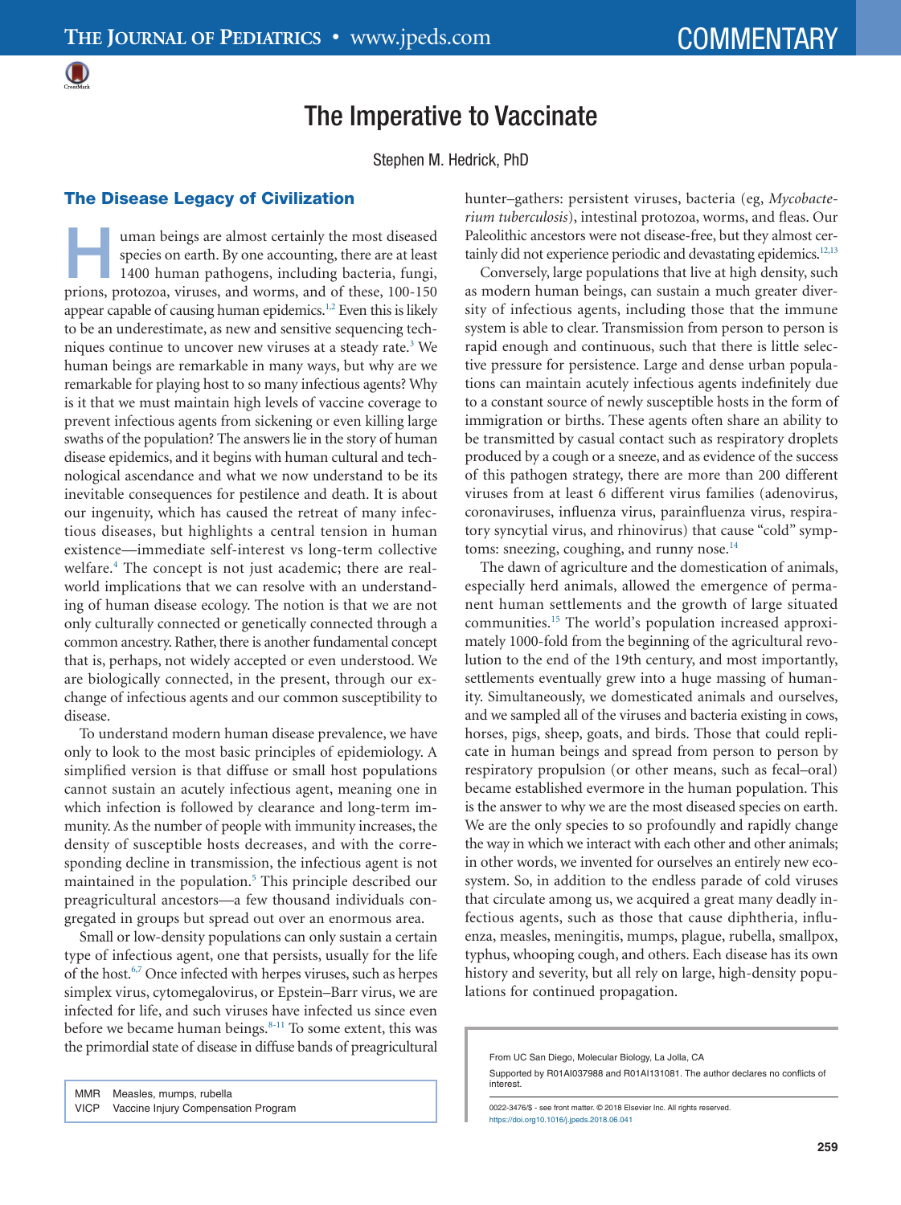COMMENTARY

# The Imperative to Vaccinate

Stephen M. Hedrick, PhD

## The Disease Legacy of Civilization

Human beings are almost certainly the most diseased species on earth. By one accounting, there are at least 1400 human pathogens, including bacteria, fungi, prions, protozoa, viruses, and worms, and of these, 100-150 appear capable of causing human epidemics.[1,2] Even this is likely to be an underestimate, as new and sensitive sequencing techniques continue to uncover new viruses at a steady rate.[3] We human beings are remarkable in many ways, but why are we remarkable for playing host to so many infectious agents? Why is it that we must maintain high levels of vaccine coverage to prevent infectious agents from sickening or even killing large swaths of the population? The answers lie in the story of human disease epidemics, and it begins with human cultural and technological ascendance and what we now understand to be its inevitable consequences for pestilence and death. It is about our ingenuity, which has caused the retreat of many infectious diseases, but highlights a central tension in human existence—immediate self-interest vs long-term collective welfare.[4] The concept is not just academic; there are real-world implications that we can resolve with an understanding of human disease ecology. The notion is that we are not only culturally connected or genetically connected through a common ancestry. Rather, there is another fundamental concept that is, perhaps, not widely accepted or even understood. We are biologically connected, in the present, through our exchange of infectious agents and our common susceptibility to disease.

To understand modern human disease prevalence, we have only to look to the most basic principles of epidemiology. A simplified version is that diffuse or small host populations cannot sustain an acutely infectious agent, meaning one in which infection is followed by clearance and long-term immunity. As the number of people with immunity increases, the density of susceptible hosts decreases, and with the corresponding decline in transmission, the infectious agent is not maintained in the population.[5] This principle described our preagricultural ancestors—a few thousand individuals congregated in groups but spread out over an enormous area.

Small or low-density populations can only sustain a certain type of infectious agent, one that persists, usually for the life of the host.[6,7] Once infected with herpes viruses, such as herpes simplex virus, cytomegalovirus, or Epstein–Barr virus, we are infected for life, and such viruses have infected us since even before we became human beings.[8-11] To some extent, this was the primordial state of disease in diffuse bands of preagricultural hunter–gathers: persistent viruses, bacteria (eg, *Mycobacterium tuberculosis*), intestinal protozoa, worms, and fleas. Our Paleolithic ancestors were not disease-free, but they almost certainly did not experience periodic and devastating epidemics.[12,13]

Conversely, large populations that live at high density, such as modern human beings, can sustain a much greater diversity of infectious agents, including those that the immune system is able to clear. Transmission from person to person is rapid enough and continuous, such that there is little selective pressure for persistence. Large and dense urban populations can maintain acutely infectious agents indefinitely due to a constant source of newly susceptible hosts in the form of immigration or births. These agents often share an ability to be transmitted by casual contact such as respiratory droplets produced by a cough or a sneeze, and as evidence of the success of this pathogen strategy, there are more than 200 different viruses from at least 6 different virus families (adenovirus, coronaviruses, influenza virus, parainfluenza virus, respiratory syncytial virus, and rhinovirus) that cause "cold" symptoms: sneezing, coughing, and runny nose.[14]

The dawn of agriculture and the domestication of animals, especially herd animals, allowed the emergence of permanent human settlements and the growth of large situated communities.[15] The world's population increased approximately 1000-fold from the beginning of the agricultural revolution to the end of the 19th century, and most importantly, settlements eventually grew into a huge massing of humanity. Simultaneously, we domesticated animals and ourselves, and we sampled all of the viruses and bacteria existing in cows, horses, pigs, sheep, goats, and birds. Those that could replicate in human beings and spread from person to person by respiratory propulsion (or other means, such as fecal–oral) became established evermore in the human population. This is the answer to why we are the most diseased species on earth. We are the only species to so profoundly and rapidly change the way in which we interact with each other and other animals; in other words, we invented for ourselves an entirely new ecosystem. So, in addition to the endless parade of cold viruses that circulate among us, we acquired a great many deadly infectious agents, such as those that cause diphtheria, influenza, measles, meningitis, mumps, plague, rubella, smallpox, typhus, whooping cough, and others. Each disease has its own history and severity, but all rely on large, high-density populations for continued propagation.

| | |
|---|---|
| MMR | Measles, mumps, rubella |
| VICP | Vaccine Injury Compensation Program |

From UC San Diego, Molecular Biology, La Jolla, CA

Supported by R01AI037988 and R01AI131081. The author declares no conflicts of interest.

0022-3476/$ - see front matter. © 2018 Elsevier Inc. All rights reserved.
https://doi.org10.1016/j.jpeds.2018.06.041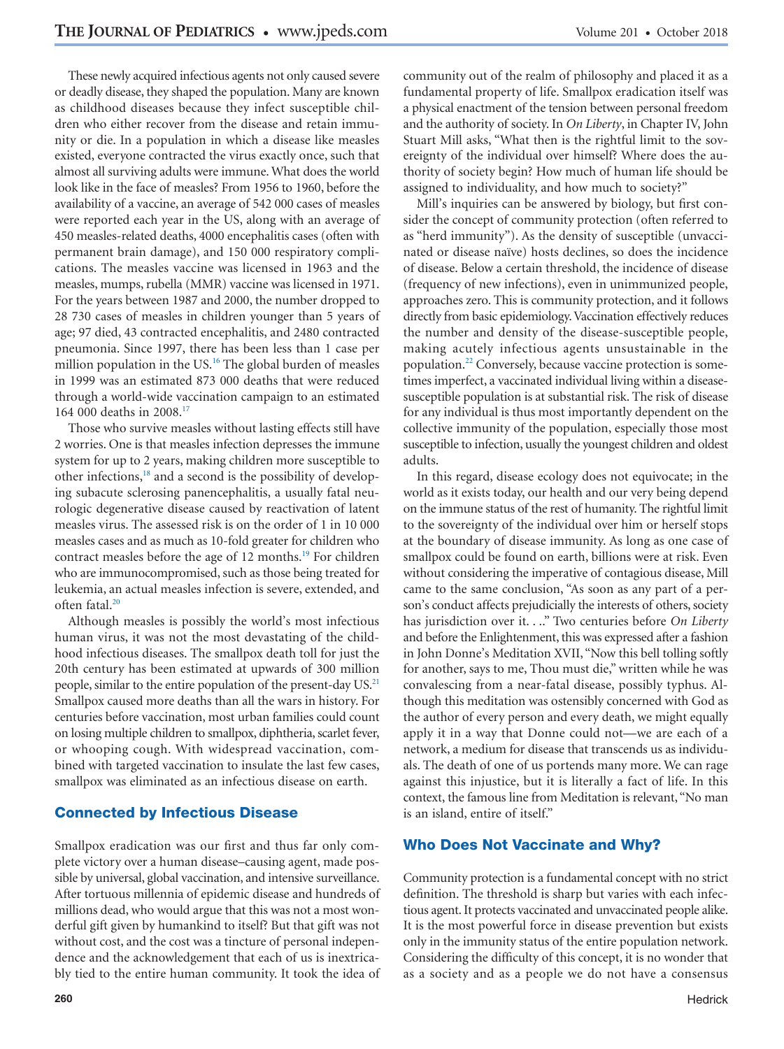These newly acquired infectious agents not only caused severe or deadly disease, they shaped the population. Many are known as childhood diseases because they infect susceptible children who either recover from the disease and retain immunity or die. In a population in which a disease like measles existed, everyone contracted the virus exactly once, such that almost all surviving adults were immune. What does the world look like in the face of measles? From 1956 to 1960, before the availability of a vaccine, an average of 542 000 cases of measles were reported each year in the US, along with an average of 450 measles-related deaths, 4000 encephalitis cases (often with permanent brain damage), and 150 000 respiratory complications. The measles vaccine was licensed in 1963 and the measles, mumps, rubella (MMR) vaccine was licensed in 1971. For the years between 1987 and 2000, the number dropped to 28 730 cases of measles in children younger than 5 years of age; 97 died, 43 contracted encephalitis, and 2480 contracted pneumonia. Since 1997, there has been less than 1 case per million population in the US.[16] The global burden of measles in 1999 was an estimated 873 000 deaths that were reduced through a world-wide vaccination campaign to an estimated 164 000 deaths in 2008.[17]

Those who survive measles without lasting effects still have 2 worries. One is that measles infection depresses the immune system for up to 2 years, making children more susceptible to other infections,[18] and a second is the possibility of developing subacute sclerosing panencephalitis, a usually fatal neurologic degenerative disease caused by reactivation of latent measles virus. The assessed risk is on the order of 1 in 10 000 measles cases and as much as 10-fold greater for children who contract measles before the age of 12 months.[19] For children who are immunocompromised, such as those being treated for leukemia, an actual measles infection is severe, extended, and often fatal.[20]

Although measles is possibly the world's most infectious human virus, it was not the most devastating of the childhood infectious diseases. The smallpox death toll for just the 20th century has been estimated at upwards of 300 million people, similar to the entire population of the present-day US.[21] Smallpox caused more deaths than all the wars in history. For centuries before vaccination, most urban families could count on losing multiple children to smallpox, diphtheria, scarlet fever, or whooping cough. With widespread vaccination, combined with targeted vaccination to insulate the last few cases, smallpox was eliminated as an infectious disease on earth.

## Connected by Infectious Disease

Smallpox eradication was our first and thus far only complete victory over a human disease–causing agent, made possible by universal, global vaccination, and intensive surveillance. After tortuous millennia of epidemic disease and hundreds of millions dead, who would argue that this was not a most wonderful gift given by humankind to itself? But that gift was not without cost, and the cost was a tincture of personal independence and the acknowledgement that each of us is inextricably tied to the entire human community. It took the idea of community out of the realm of philosophy and placed it as a fundamental property of life. Smallpox eradication itself was a physical enactment of the tension between personal freedom and the authority of society. In *On Liberty*, in Chapter IV, John Stuart Mill asks, "What then is the rightful limit to the sovereignty of the individual over himself? Where does the authority of society begin? How much of human life should be assigned to individuality, and how much to society?"

Mill's inquiries can be answered by biology, but first consider the concept of community protection (often referred to as "herd immunity"). As the density of susceptible (unvaccinated or disease naïve) hosts declines, so does the incidence of disease. Below a certain threshold, the incidence of disease (frequency of new infections), even in unimmunized people, approaches zero. This is community protection, and it follows directly from basic epidemiology. Vaccination effectively reduces the number and density of the disease-susceptible people, making acutely infectious agents unsustainable in the population.[22] Conversely, because vaccine protection is sometimes imperfect, a vaccinated individual living within a disease-susceptible population is at substantial risk. The risk of disease for any individual is thus most importantly dependent on the collective immunity of the population, especially those most susceptible to infection, usually the youngest children and oldest adults.

In this regard, disease ecology does not equivocate; in the world as it exists today, our health and our very being depend on the immune status of the rest of humanity. The rightful limit to the sovereignty of the individual over him or herself stops at the boundary of disease immunity. As long as one case of smallpox could be found on earth, billions were at risk. Even without considering the imperative of contagious disease, Mill came to the same conclusion, "As soon as any part of a person's conduct affects prejudicially the interests of others, society has jurisdiction over it. . .." Two centuries before *On Liberty* and before the Enlightenment, this was expressed after a fashion in John Donne's Meditation XVII, "Now this bell tolling softly for another, says to me, Thou must die," written while he was convalescing from a near-fatal disease, possibly typhus. Although this meditation was ostensibly concerned with God as the author of every person and every death, we might equally apply it in a way that Donne could not—we are each of a network, a medium for disease that transcends us as individuals. The death of one of us portends many more. We can rage against this injustice, but it is literally a fact of life. In this context, the famous line from Meditation is relevant, "No man is an island, entire of itself."

## Who Does Not Vaccinate and Why?

Community protection is a fundamental concept with no strict definition. The threshold is sharp but varies with each infectious agent. It protects vaccinated and unvaccinated people alike. It is the most powerful force in disease prevention but exists only in the immunity status of the entire population network. Considering the difficulty of this concept, it is no wonder that as a society and as a people we do not have a consensus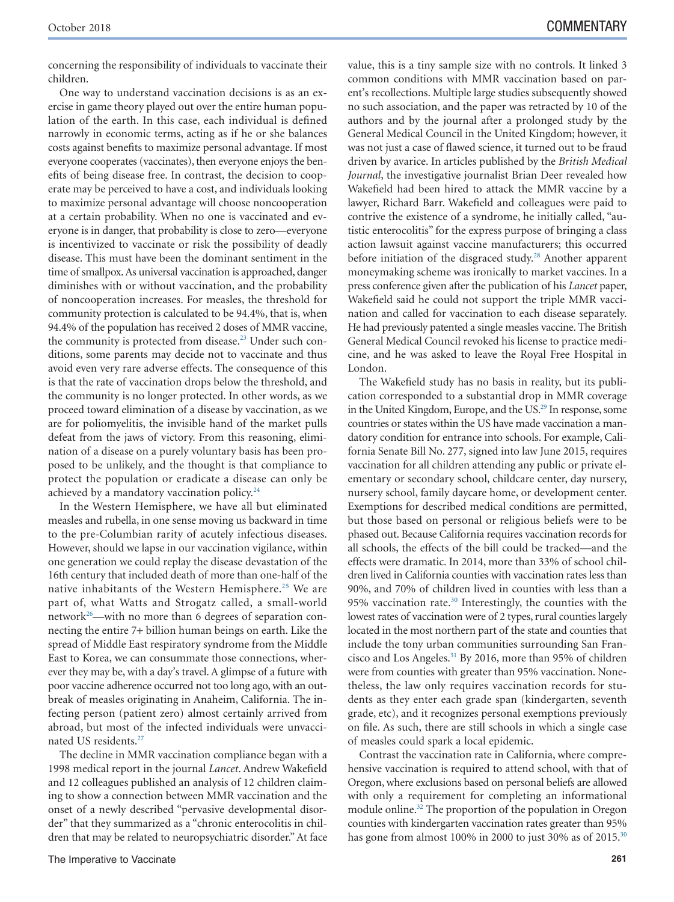concerning the responsibility of individuals to vaccinate their children.

One way to understand vaccination decisions is as an exercise in game theory played out over the entire human population of the earth. In this case, each individual is defined narrowly in economic terms, acting as if he or she balances costs against benefits to maximize personal advantage. If most everyone cooperates (vaccinates), then everyone enjoys the benefits of being disease free. In contrast, the decision to cooperate may be perceived to have a cost, and individuals looking to maximize personal advantage will choose noncooperation at a certain probability. When no one is vaccinated and everyone is in danger, that probability is close to zero—everyone is incentivized to vaccinate or risk the possibility of deadly disease. This must have been the dominant sentiment in the time of smallpox. As universal vaccination is approached, danger diminishes with or without vaccination, and the probability of noncooperation increases. For measles, the threshold for community protection is calculated to be 94.4%, that is, when 94.4% of the population has received 2 doses of MMR vaccine, the community is protected from disease.[23] Under such conditions, some parents may decide not to vaccinate and thus avoid even very rare adverse effects. The consequence of this is that the rate of vaccination drops below the threshold, and the community is no longer protected. In other words, as we proceed toward elimination of a disease by vaccination, as we are for poliomyelitis, the invisible hand of the market pulls defeat from the jaws of victory. From this reasoning, elimination of a disease on a purely voluntary basis has been proposed to be unlikely, and the thought is that compliance to protect the population or eradicate a disease can only be achieved by a mandatory vaccination policy.[24]

In the Western Hemisphere, we have all but eliminated measles and rubella, in one sense moving us backward in time to the pre-Columbian rarity of acutely infectious diseases. However, should we lapse in our vaccination vigilance, within one generation we could replay the disease devastation of the 16th century that included death of more than one-half of the native inhabitants of the Western Hemisphere.[25] We are part of, what Watts and Strogatz called, a small-world network[26]—with no more than 6 degrees of separation connecting the entire 7+ billion human beings on earth. Like the spread of Middle East respiratory syndrome from the Middle East to Korea, we can consummate those connections, wherever they may be, with a day's travel. A glimpse of a future with poor vaccine adherence occurred not too long ago, with an outbreak of measles originating in Anaheim, California. The infecting person (patient zero) almost certainly arrived from abroad, but most of the infected individuals were unvaccinated US residents.[27]

The decline in MMR vaccination compliance began with a 1998 medical report in the journal *Lancet*. Andrew Wakefield and 12 colleagues published an analysis of 12 children claiming to show a connection between MMR vaccination and the onset of a newly described "pervasive developmental disorder" that they summarized as a "chronic enterocolitis in children that may be related to neuropsychiatric disorder." At face value, this is a tiny sample size with no controls. It linked 3 common conditions with MMR vaccination based on parent's recollections. Multiple large studies subsequently showed no such association, and the paper was retracted by 10 of the authors and by the journal after a prolonged study by the General Medical Council in the United Kingdom; however, it was not just a case of flawed science, it turned out to be fraud driven by avarice. In articles published by the *British Medical Journal*, the investigative journalist Brian Deer revealed how Wakefield had been hired to attack the MMR vaccine by a lawyer, Richard Barr. Wakefield and colleagues were paid to contrive the existence of a syndrome, he initially called, "autistic enterocolitis" for the express purpose of bringing a class action lawsuit against vaccine manufacturers; this occurred before initiation of the disgraced study.[28] Another apparent moneymaking scheme was ironically to market vaccines. In a press conference given after the publication of his *Lancet* paper, Wakefield said he could not support the triple MMR vaccination and called for vaccination to each disease separately. He had previously patented a single measles vaccine. The British General Medical Council revoked his license to practice medicine, and he was asked to leave the Royal Free Hospital in London.

The Wakefield study has no basis in reality, but its publication corresponded to a substantial drop in MMR coverage in the United Kingdom, Europe, and the US.[29] In response, some countries or states within the US have made vaccination a mandatory condition for entrance into schools. For example, California Senate Bill No. 277, signed into law June 2015, requires vaccination for all children attending any public or private elementary or secondary school, childcare center, day nursery, nursery school, family daycare home, or development center. Exemptions for described medical conditions are permitted, but those based on personal or religious beliefs were to be phased out. Because California requires vaccination records for all schools, the effects of the bill could be tracked—and the effects were dramatic. In 2014, more than 33% of school children lived in California counties with vaccination rates less than 90%, and 70% of children lived in counties with less than a 95% vaccination rate.[30] Interestingly, the counties with the lowest rates of vaccination were of 2 types, rural counties largely located in the most northern part of the state and counties that include the tony urban communities surrounding San Francisco and Los Angeles.[31] By 2016, more than 95% of children were from counties with greater than 95% vaccination. Nonetheless, the law only requires vaccination records for students as they enter each grade span (kindergarten, seventh grade, etc), and it recognizes personal exemptions previously on file. As such, there are still schools in which a single case of measles could spark a local epidemic.

Contrast the vaccination rate in California, where comprehensive vaccination is required to attend school, with that of Oregon, where exclusions based on personal beliefs are allowed with only a requirement for completing an informational module online.[32] The proportion of the population in Oregon counties with kindergarten vaccination rates greater than 95% has gone from almost 100% in 2000 to just 30% as of 2015.[30]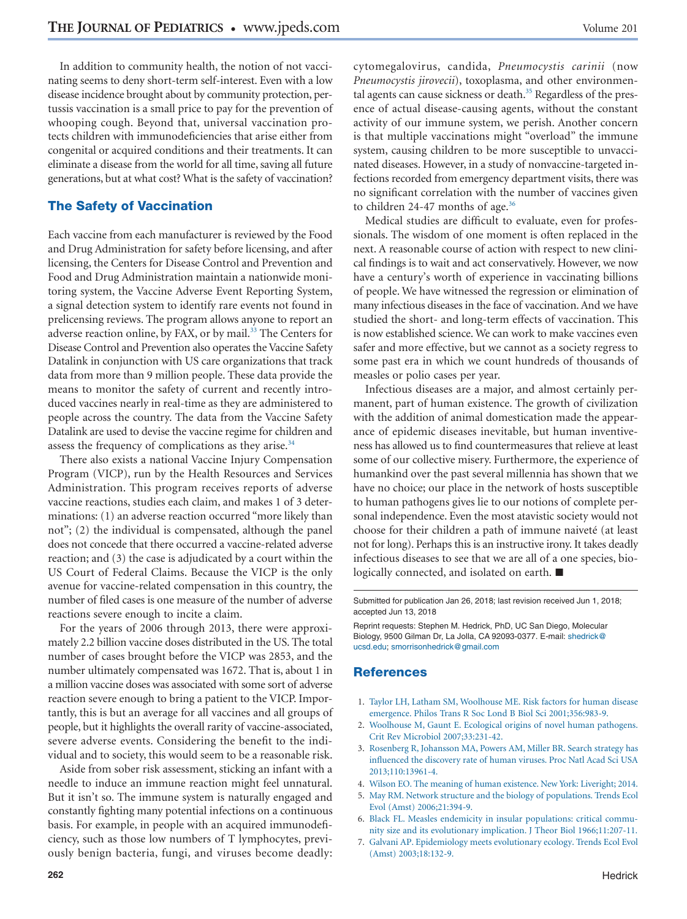In addition to community health, the notion of not vaccinating seems to deny short-term self-interest. Even with a low disease incidence brought about by community protection, pertussis vaccination is a small price to pay for the prevention of whooping cough. Beyond that, universal vaccination protects children with immunodeficiencies that arise either from congenital or acquired conditions and their treatments. It can eliminate a disease from the world for all time, saving all future generations, but at what cost? What is the safety of vaccination?

## The Safety of Vaccination

Each vaccine from each manufacturer is reviewed by the Food and Drug Administration for safety before licensing, and after licensing, the Centers for Disease Control and Prevention and Food and Drug Administration maintain a nationwide monitoring system, the Vaccine Adverse Event Reporting System, a signal detection system to identify rare events not found in prelicensing reviews. The program allows anyone to report an adverse reaction online, by FAX, or by mail.[33] The Centers for Disease Control and Prevention also operates the Vaccine Safety Datalink in conjunction with US care organizations that track data from more than 9 million people. These data provide the means to monitor the safety of current and recently introduced vaccines nearly in real-time as they are administered to people across the country. The data from the Vaccine Safety Datalink are used to devise the vaccine regime for children and assess the frequency of complications as they arise.[34]

There also exists a national Vaccine Injury Compensation Program (VICP), run by the Health Resources and Services Administration. This program receives reports of adverse vaccine reactions, studies each claim, and makes 1 of 3 determinations: (1) an adverse reaction occurred "more likely than not"; (2) the individual is compensated, although the panel does not concede that there occurred a vaccine-related adverse reaction; and (3) the case is adjudicated by a court within the US Court of Federal Claims. Because the VICP is the only avenue for vaccine-related compensation in this country, the number of filed cases is one measure of the number of adverse reactions severe enough to incite a claim.

For the years of 2006 through 2013, there were approximately 2.2 billion vaccine doses distributed in the US. The total number of cases brought before the VICP was 2853, and the number ultimately compensated was 1672. That is, about 1 in a million vaccine doses was associated with some sort of adverse reaction severe enough to bring a patient to the VICP. Importantly, this is but an average for all vaccines and all groups of people, but it highlights the overall rarity of vaccine-associated, severe adverse events. Considering the benefit to the individual and to society, this would seem to be a reasonable risk.

Aside from sober risk assessment, sticking an infant with a needle to induce an immune reaction might feel unnatural. But it isn't so. The immune system is naturally engaged and constantly fighting many potential infections on a continuous basis. For example, in people with an acquired immunodeficiency, such as those low numbers of T lymphocytes, previously benign bacteria, fungi, and viruses become deadly: cytomegalovirus, candida, *Pneumocystis carinii* (now *Pneumocystis jirovecii*), toxoplasma, and other environmental agents can cause sickness or death.[35] Regardless of the presence of actual disease-causing agents, without the constant activity of our immune system, we perish. Another concern is that multiple vaccinations might "overload" the immune system, causing children to be more susceptible to unvaccinated diseases. However, in a study of nonvaccine-targeted infections recorded from emergency department visits, there was no significant correlation with the number of vaccines given to children 24-47 months of age.[36]

Medical studies are difficult to evaluate, even for professionals. The wisdom of one moment is often replaced in the next. A reasonable course of action with respect to new clinical findings is to wait and act conservatively. However, we now have a century's worth of experience in vaccinating billions of people. We have witnessed the regression or elimination of many infectious diseases in the face of vaccination. And we have studied the short- and long-term effects of vaccination. This is now established science. We can work to make vaccines even safer and more effective, but we cannot as a society regress to some past era in which we count hundreds of thousands of measles or polio cases per year.

Infectious diseases are a major, and almost certainly permanent, part of human existence. The growth of civilization with the addition of animal domestication made the appearance of epidemic diseases inevitable, but human inventiveness has allowed us to find countermeasures that relieve at least some of our collective misery. Furthermore, the experience of humankind over the past several millennia has shown that we have no choice; our place in the network of hosts susceptible to human pathogens gives lie to our notions of complete personal independence. Even the most atavistic society would not choose for their children a path of immune naiveté (at least not for long). Perhaps this is an instructive irony. It takes deadly infectious diseases to see that we are all of a one species, biologically connected, and isolated on earth. ■

Submitted for publication Jan 26, 2018; last revision received Jun 1, 2018; accepted Jun 13, 2018

Reprint requests: Stephen M. Hedrick, PhD, UC San Diego, Molecular Biology, 9500 Gilman Dr, La Jolla, CA 92093-0377. E-mail: shedrick@ucsd.edu; smorrisonhedrick@gmail.com

## References

1. Taylor LH, Latham SM, Woolhouse ME. Risk factors for human disease emergence. Philos Trans R Soc Lond B Biol Sci 2001;356:983-9.
2. Woolhouse M, Gaunt E. Ecological origins of novel human pathogens. Crit Rev Microbiol 2007;33:231-42.
3. Rosenberg R, Johansson MA, Powers AM, Miller BR. Search strategy has influenced the discovery rate of human viruses. Proc Natl Acad Sci USA 2013;110:13961-4.
4. Wilson EO. The meaning of human existence. New York: Liveright; 2014.
5. May RM. Network structure and the biology of populations. Trends Ecol Evol (Amst) 2006;21:394-9.
6. Black FL. Measles endemicity in insular populations: critical community size and its evolutionary implication. J Theor Biol 1966;11:207-11.
7. Galvani AP. Epidemiology meets evolutionary ecology. Trends Ecol Evol (Amst) 2003;18:132-9.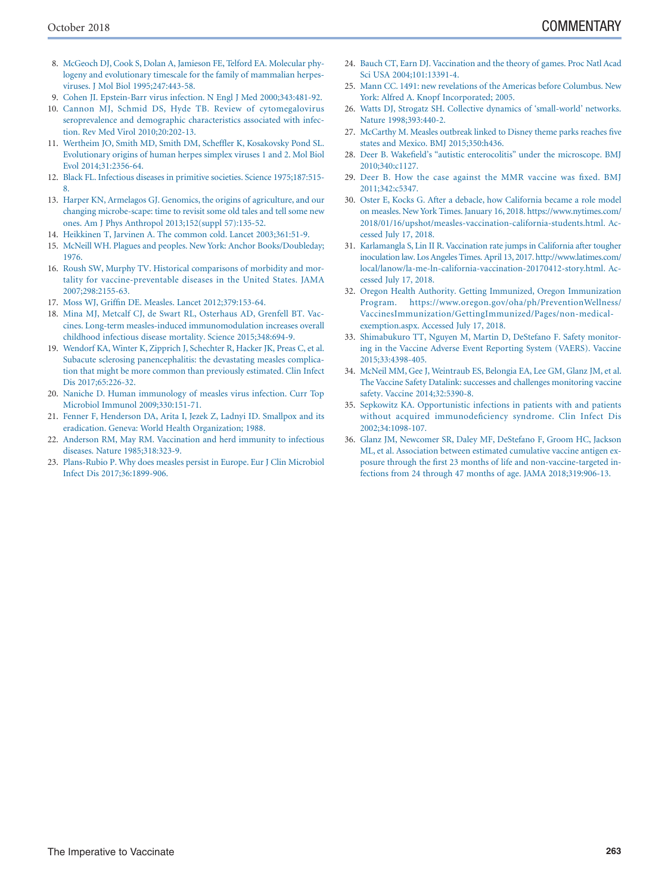8. McGeoch DJ, Cook S, Dolan A, Jamieson FE, Telford EA. Molecular phylogeny and evolutionary timescale for the family of mammalian herpesviruses. J Mol Biol 1995;247:443-58.
9. Cohen JI. Epstein-Barr virus infection. N Engl J Med 2000;343:481-92.
10. Cannon MJ, Schmid DS, Hyde TB. Review of cytomegalovirus seroprevalence and demographic characteristics associated with infection. Rev Med Virol 2010;20:202-13.
11. Wertheim JO, Smith MD, Smith DM, Scheffler K, Kosakovsky Pond SL. Evolutionary origins of human herpes simplex viruses 1 and 2. Mol Biol Evol 2014;31:2356-64.
12. Black FL. Infectious diseases in primitive societies. Science 1975;187:515-8.
13. Harper KN, Armelagos GJ. Genomics, the origins of agriculture, and our changing microbe-scape: time to revisit some old tales and tell some new ones. Am J Phys Anthropol 2013;152(suppl 57):135-52.
14. Heikkinen T, Jarvinen A. The common cold. Lancet 2003;361:51-9.
15. McNeill WH. Plagues and peoples. New York: Anchor Books/Doubleday; 1976.
16. Roush SW, Murphy TV. Historical comparisons of morbidity and mortality for vaccine-preventable diseases in the United States. JAMA 2007;298:2155-63.
17. Moss WJ, Griffin DE. Measles. Lancet 2012;379:153-64.
18. Mina MJ, Metcalf CJ, de Swart RL, Osterhaus AD, Grenfell BT. Vaccines. Long-term measles-induced immunomodulation increases overall childhood infectious disease mortality. Science 2015;348:694-9.
19. Wendorf KA, Winter K, Zipprich J, Schechter R, Hacker JK, Preas C, et al. Subacute sclerosing panencephalitis: the devastating measles complication that might be more common than previously estimated. Clin Infect Dis 2017;65:226-32.
20. Naniche D. Human immunology of measles virus infection. Curr Top Microbiol Immunol 2009;330:151-71.
21. Fenner F, Henderson DA, Arita I, Jezek Z, Ladnyi ID. Smallpox and its eradication. Geneva: World Health Organization; 1988.
22. Anderson RM, May RM. Vaccination and herd immunity to infectious diseases. Nature 1985;318:323-9.
23. Plans-Rubio P. Why does measles persist in Europe. Eur J Clin Microbiol Infect Dis 2017;36:1899-906.
24. Bauch CT, Earn DJ. Vaccination and the theory of games. Proc Natl Acad Sci USA 2004;101:13391-4.
25. Mann CC. 1491: new revelations of the Americas before Columbus. New York: Alfred A. Knopf Incorporated; 2005.
26. Watts DJ, Strogatz SH. Collective dynamics of 'small-world' networks. Nature 1998;393:440-2.
27. McCarthy M. Measles outbreak linked to Disney theme parks reaches five states and Mexico. BMJ 2015;350:h436.
28. Deer B. Wakefield's "autistic enterocolitis" under the microscope. BMJ 2010;340:c1127.
29. Deer B. How the case against the MMR vaccine was fixed. BMJ 2011;342:c5347.
30. Oster E, Kocks G. After a debacle, how California became a role model on measles. New York Times. January 16, 2018. https://www.nytimes.com/2018/01/16/upshot/measles-vaccination-california-students.html. Accessed July 17, 2018.
31. Karlamangla S, Lin II R. Vaccination rate jumps in California after tougher inoculation law. Los Angeles Times. April 13, 2017. http://www.latimes.com/local/lanow/la-me-ln-california-vaccination-20170412-story.html. Accessed July 17, 2018.
32. Oregon Health Authority. Getting Immunized, Oregon Immunization Program. https://www.oregon.gov/oha/ph/PreventionWellness/VaccinesImmunization/GettingImmunized/Pages/non-medical-exemption.aspx. Accessed July 17, 2018.
33. Shimabukuro TT, Nguyen M, Martin D, DeStefano F. Safety monitoring in the Vaccine Adverse Event Reporting System (VAERS). Vaccine 2015;33:4398-405.
34. McNeil MM, Gee J, Weintraub ES, Belongia EA, Lee GM, Glanz JM, et al. The Vaccine Safety Datalink: successes and challenges monitoring vaccine safety. Vaccine 2014;32:5390-8.
35. Sepkowitz KA. Opportunistic infections in patients with and patients without acquired immunodeficiency syndrome. Clin Infect Dis 2002;34:1098-107.
36. Glanz JM, Newcomer SR, Daley MF, DeStefano F, Groom HC, Jackson ML, et al. Association between estimated cumulative vaccine antigen exposure through the first 23 months of life and non-vaccine-targeted infections from 24 through 47 months of age. JAMA 2018;319:906-13.